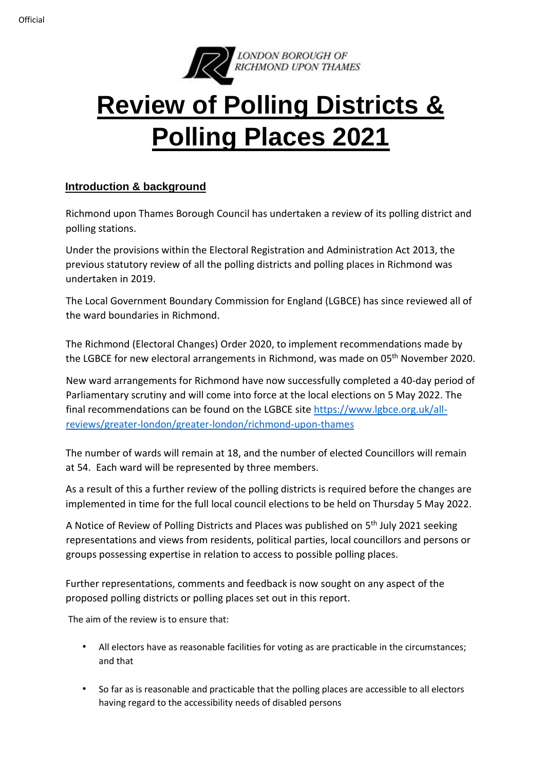Official

LONDON BOROUGH OF
RICHMOND UPON THAMES

# Review of Polling Districts & Polling Places 2021

## Introduction & background

Richmond upon Thames Borough Council has undertaken a review of its polling district and polling stations.

Under the provisions within the Electoral Registration and Administration Act 2013, the previous statutory review of all the polling districts and polling places in Richmond was undertaken in 2019.

The Local Government Boundary Commission for England (LGBCE) has since reviewed all of the ward boundaries in Richmond.

The Richmond (Electoral Changes) Order 2020, to implement recommendations made by the LGBCE for new electoral arrangements in Richmond, was made on 05th November 2020.

New ward arrangements for Richmond have now successfully completed a 40-day period of Parliamentary scrutiny and will come into force at the local elections on 5 May 2022. The final recommendations can be found on the LGBCE site https://www.lgbce.org.uk/all-reviews/greater-london/greater-london/richmond-upon-thames

The number of wards will remain at 18, and the number of elected Councillors will remain at 54. Each ward will be represented by three members.

As a result of this a further review of the polling districts is required before the changes are implemented in time for the full local council elections to be held on Thursday 5 May 2022.

A Notice of Review of Polling Districts and Places was published on 5th July 2021 seeking representations and views from residents, political parties, local councillors and persons or groups possessing expertise in relation to access to possible polling places.

Further representations, comments and feedback is now sought on any aspect of the proposed polling districts or polling places set out in this report.

The aim of the review is to ensure that:

- All electors have as reasonable facilities for voting as are practicable in the circumstances; and that
- So far as is reasonable and practicable that the polling places are accessible to all electors having regard to the accessibility needs of disabled persons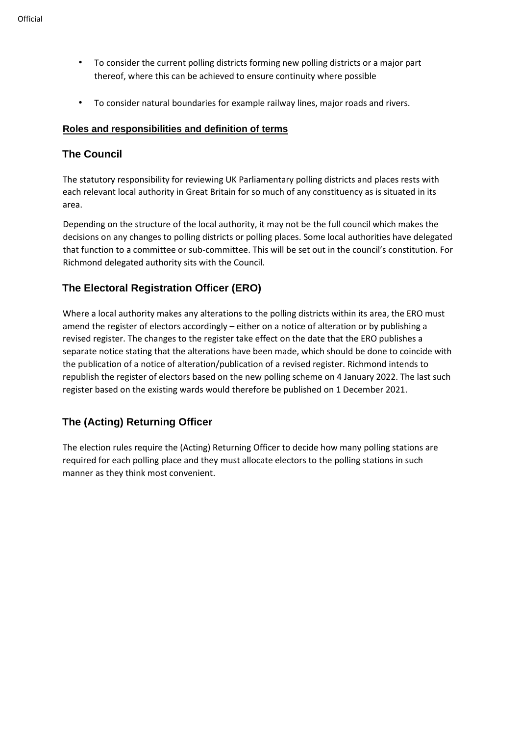- To consider the current polling districts forming new polling districts or a major part thereof, where this can be achieved to ensure continuity where possible

- To consider natural boundaries for example railway lines, major roads and rivers.

## Roles and responsibilities and definition of terms

### The Council

The statutory responsibility for reviewing UK Parliamentary polling districts and places rests with each relevant local authority in Great Britain for so much of any constituency as is situated in its area.

Depending on the structure of the local authority, it may not be the full council which makes the decisions on any changes to polling districts or polling places. Some local authorities have delegated that function to a committee or sub-committee. This will be set out in the council's constitution. For Richmond delegated authority sits with the Council.

### The Electoral Registration Officer (ERO)

Where a local authority makes any alterations to the polling districts within its area, the ERO must amend the register of electors accordingly – either on a notice of alteration or by publishing a revised register. The changes to the register take effect on the date that the ERO publishes a separate notice stating that the alterations have been made, which should be done to coincide with the publication of a notice of alteration/publication of a revised register. Richmond intends to republish the register of electors based on the new polling scheme on 4 January 2022. The last such register based on the existing wards would therefore be published on 1 December 2021.

### The (Acting) Returning Officer

The election rules require the (Acting) Returning Officer to decide how many polling stations are required for each polling place and they must allocate electors to the polling stations in such manner as they think most convenient.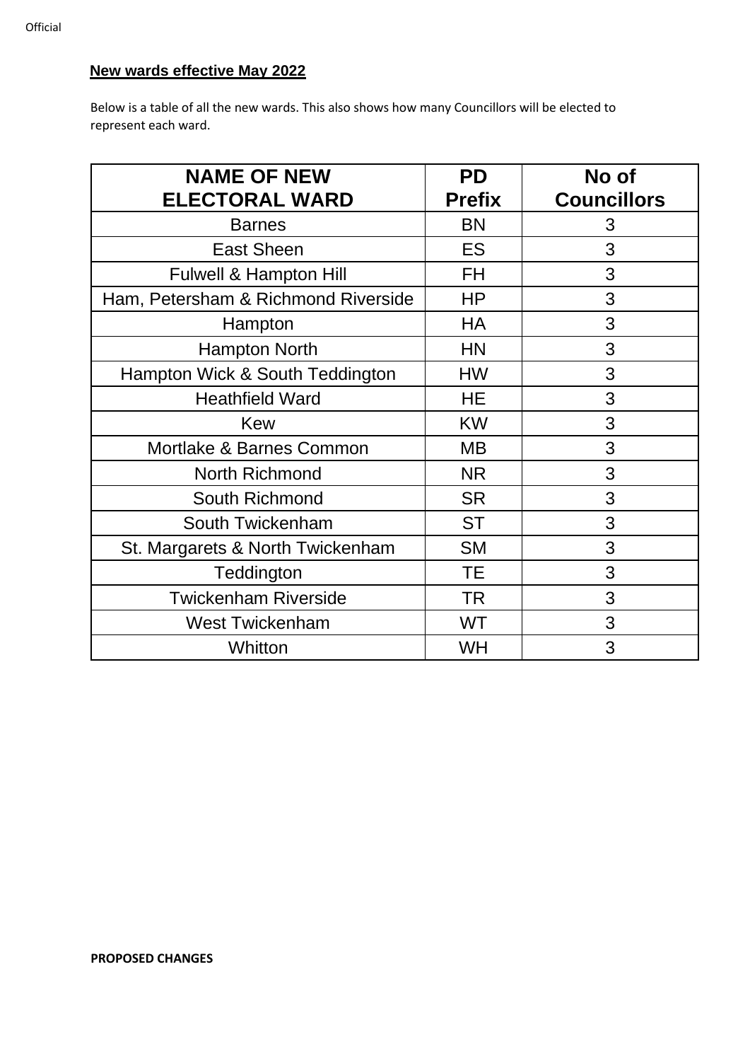**New wards effective May 2022**

Below is a table of all the new wards. This also shows how many Councillors will be elected to represent each ward.

| NAME OF NEW ELECTORAL WARD | PD Prefix | No of Councillors |
|---|---|---|
| Barnes | BN | 3 |
| East Sheen | ES | 3 |
| Fulwell & Hampton Hill | FH | 3 |
| Ham, Petersham & Richmond Riverside | HP | 3 |
| Hampton | HA | 3 |
| Hampton North | HN | 3 |
| Hampton Wick & South Teddington | HW | 3 |
| Heathfield Ward | HE | 3 |
| Kew | KW | 3 |
| Mortlake & Barnes Common | MB | 3 |
| North Richmond | NR | 3 |
| South Richmond | SR | 3 |
| South Twickenham | ST | 3 |
| St. Margarets & North Twickenham | SM | 3 |
| Teddington | TE | 3 |
| Twickenham Riverside | TR | 3 |
| West Twickenham | WT | 3 |
| Whitton | WH | 3 |

**PROPOSED CHANGES**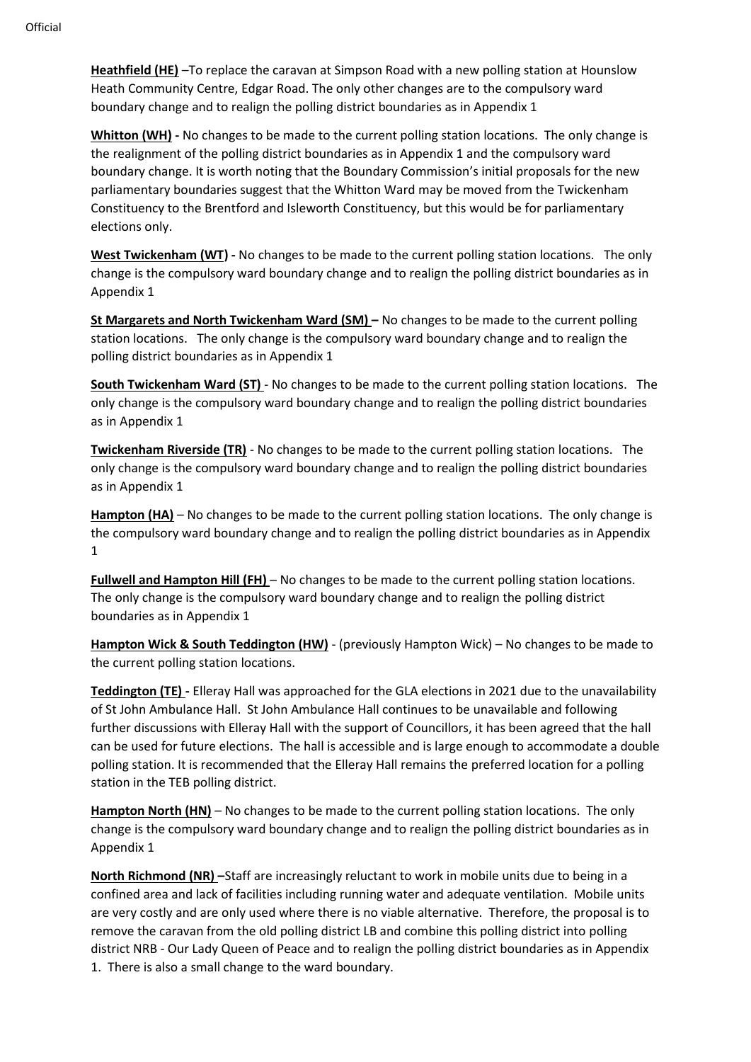**Heathfield (HE)** –To replace the caravan at Simpson Road with a new polling station at Hounslow Heath Community Centre, Edgar Road. The only other changes are to the compulsory ward boundary change and to realign the polling district boundaries as in Appendix 1

**Whitton (WH) -** No changes to be made to the current polling station locations. The only change is the realignment of the polling district boundaries as in Appendix 1 and the compulsory ward boundary change. It is worth noting that the Boundary Commission's initial proposals for the new parliamentary boundaries suggest that the Whitton Ward may be moved from the Twickenham Constituency to the Brentford and Isleworth Constituency, but this would be for parliamentary elections only.

**West Twickenham (WT) -** No changes to be made to the current polling station locations. The only change is the compulsory ward boundary change and to realign the polling district boundaries as in Appendix 1

**St Margarets and North Twickenham Ward (SM) –** No changes to be made to the current polling station locations. The only change is the compulsory ward boundary change and to realign the polling district boundaries as in Appendix 1

**South Twickenham Ward (ST)** - No changes to be made to the current polling station locations. The only change is the compulsory ward boundary change and to realign the polling district boundaries as in Appendix 1

**Twickenham Riverside (TR)** - No changes to be made to the current polling station locations. The only change is the compulsory ward boundary change and to realign the polling district boundaries as in Appendix 1

**Hampton (HA)** – No changes to be made to the current polling station locations. The only change is the compulsory ward boundary change and to realign the polling district boundaries as in Appendix 1

**Fullwell and Hampton Hill (FH)** – No changes to be made to the current polling station locations. The only change is the compulsory ward boundary change and to realign the polling district boundaries as in Appendix 1

**Hampton Wick & South Teddington (HW)** - (previously Hampton Wick) – No changes to be made to the current polling station locations.

**Teddington (TE) -** Elleray Hall was approached for the GLA elections in 2021 due to the unavailability of St John Ambulance Hall. St John Ambulance Hall continues to be unavailable and following further discussions with Elleray Hall with the support of Councillors, it has been agreed that the hall can be used for future elections. The hall is accessible and is large enough to accommodate a double polling station. It is recommended that the Elleray Hall remains the preferred location for a polling station in the TEB polling district.

**Hampton North (HN)** – No changes to be made to the current polling station locations. The only change is the compulsory ward boundary change and to realign the polling district boundaries as in Appendix 1

**North Richmond (NR) –**Staff are increasingly reluctant to work in mobile units due to being in a confined area and lack of facilities including running water and adequate ventilation. Mobile units are very costly and are only used where there is no viable alternative. Therefore, the proposal is to remove the caravan from the old polling district LB and combine this polling district into polling district NRB - Our Lady Queen of Peace and to realign the polling district boundaries as in Appendix 1. There is also a small change to the ward boundary.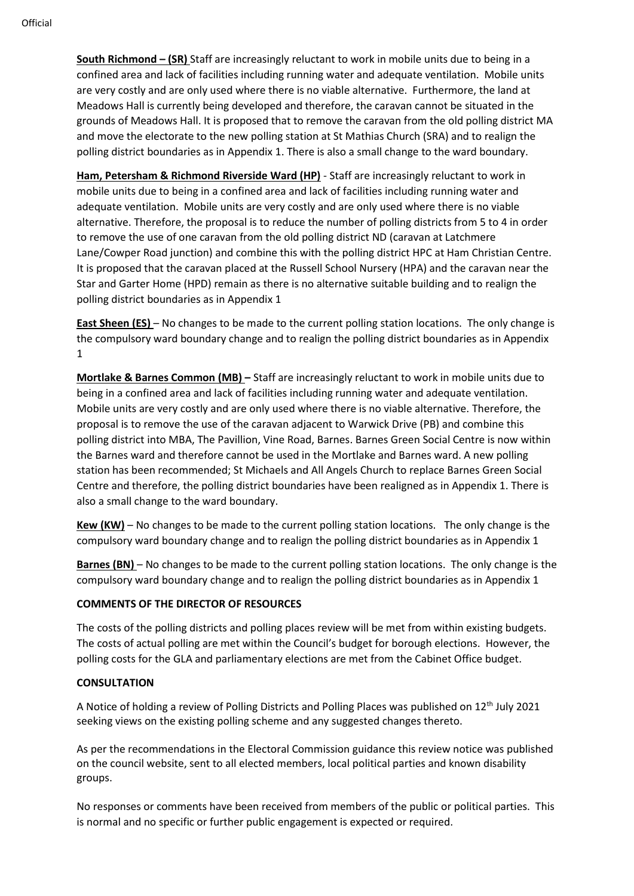**South Richmond – (SR)** Staff are increasingly reluctant to work in mobile units due to being in a confined area and lack of facilities including running water and adequate ventilation. Mobile units are very costly and are only used where there is no viable alternative. Furthermore, the land at Meadows Hall is currently being developed and therefore, the caravan cannot be situated in the grounds of Meadows Hall. It is proposed that to remove the caravan from the old polling district MA and move the electorate to the new polling station at St Mathias Church (SRA) and to realign the polling district boundaries as in Appendix 1. There is also a small change to the ward boundary.

**Ham, Petersham & Richmond Riverside Ward (HP)** - Staff are increasingly reluctant to work in mobile units due to being in a confined area and lack of facilities including running water and adequate ventilation. Mobile units are very costly and are only used where there is no viable alternative. Therefore, the proposal is to reduce the number of polling districts from 5 to 4 in order to remove the use of one caravan from the old polling district ND (caravan at Latchmere Lane/Cowper Road junction) and combine this with the polling district HPC at Ham Christian Centre. It is proposed that the caravan placed at the Russell School Nursery (HPA) and the caravan near the Star and Garter Home (HPD) remain as there is no alternative suitable building and to realign the polling district boundaries as in Appendix 1

**East Sheen (ES)** – No changes to be made to the current polling station locations. The only change is the compulsory ward boundary change and to realign the polling district boundaries as in Appendix 1

**Mortlake & Barnes Common (MB) –** Staff are increasingly reluctant to work in mobile units due to being in a confined area and lack of facilities including running water and adequate ventilation. Mobile units are very costly and are only used where there is no viable alternative. Therefore, the proposal is to remove the use of the caravan adjacent to Warwick Drive (PB) and combine this polling district into MBA, The Pavillion, Vine Road, Barnes. Barnes Green Social Centre is now within the Barnes ward and therefore cannot be used in the Mortlake and Barnes ward. A new polling station has been recommended; St Michaels and All Angels Church to replace Barnes Green Social Centre and therefore, the polling district boundaries have been realigned as in Appendix 1. There is also a small change to the ward boundary.

**Kew (KW)** – No changes to be made to the current polling station locations. The only change is the compulsory ward boundary change and to realign the polling district boundaries as in Appendix 1

**Barnes (BN)** – No changes to be made to the current polling station locations. The only change is the compulsory ward boundary change and to realign the polling district boundaries as in Appendix 1

**COMMENTS OF THE DIRECTOR OF RESOURCES**

The costs of the polling districts and polling places review will be met from within existing budgets. The costs of actual polling are met within the Council's budget for borough elections. However, the polling costs for the GLA and parliamentary elections are met from the Cabinet Office budget.

**CONSULTATION**

A Notice of holding a review of Polling Districts and Polling Places was published on 12th July 2021 seeking views on the existing polling scheme and any suggested changes thereto.

As per the recommendations in the Electoral Commission guidance this review notice was published on the council website, sent to all elected members, local political parties and known disability groups.

No responses or comments have been received from members of the public or political parties. This is normal and no specific or further public engagement is expected or required.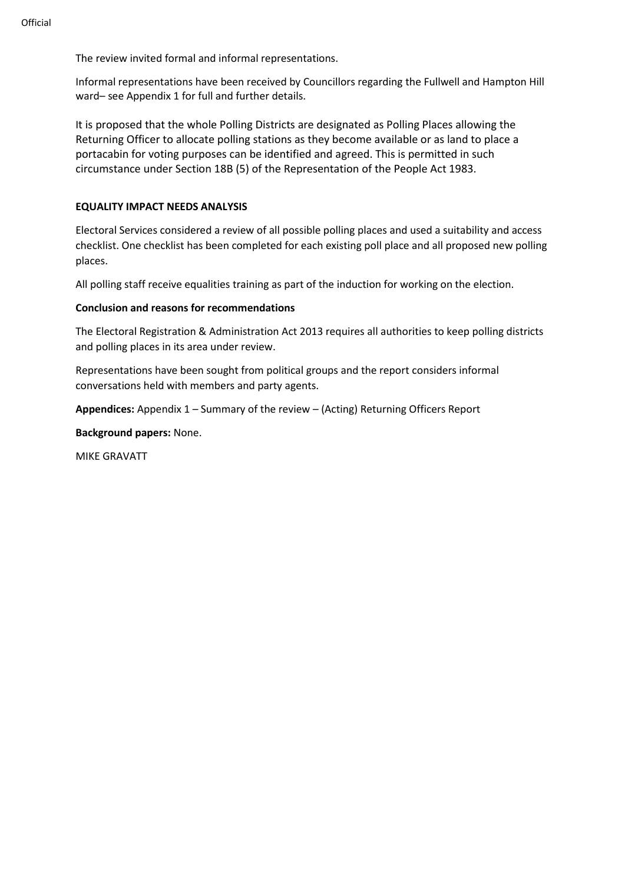The review invited formal and informal representations.

Informal representations have been received by Councillors regarding the Fullwell and Hampton Hill ward– see Appendix 1 for full and further details.

It is proposed that the whole Polling Districts are designated as Polling Places allowing the Returning Officer to allocate polling stations as they become available or as land to place a portacabin for voting purposes can be identified and agreed. This is permitted in such circumstance under Section 18B (5) of the Representation of the People Act 1983.

**EQUALITY IMPACT NEEDS ANALYSIS**

Electoral Services considered a review of all possible polling places and used a suitability and access checklist. One checklist has been completed for each existing poll place and all proposed new polling places.

All polling staff receive equalities training as part of the induction for working on the election.

**Conclusion and reasons for recommendations**

The Electoral Registration & Administration Act 2013 requires all authorities to keep polling districts and polling places in its area under review.

Representations have been sought from political groups and the report considers informal conversations held with members and party agents.

**Appendices:** Appendix 1 – Summary of the review – (Acting) Returning Officers Report

**Background papers:** None.

MIKE GRAVATT